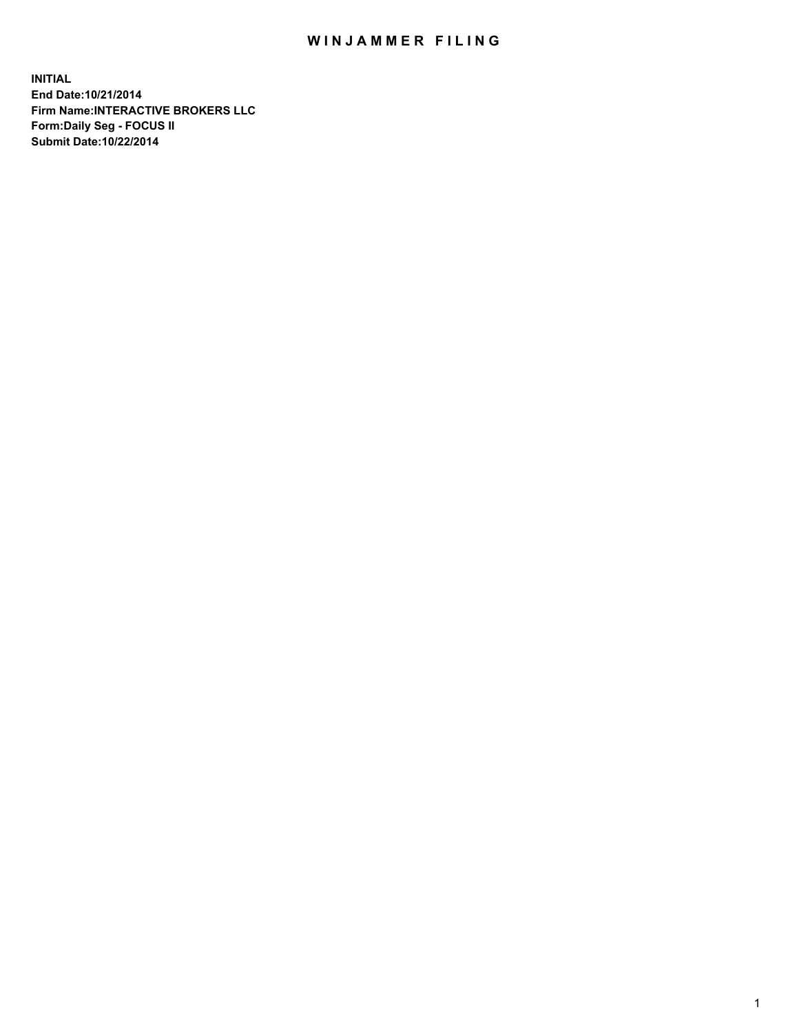# WINJAMMER FILING

**INITIAL**
**End Date:10/21/2014**
**Firm Name:INTERACTIVE BROKERS LLC**
**Form:Daily Seg - FOCUS II**
**Submit Date:10/22/2014**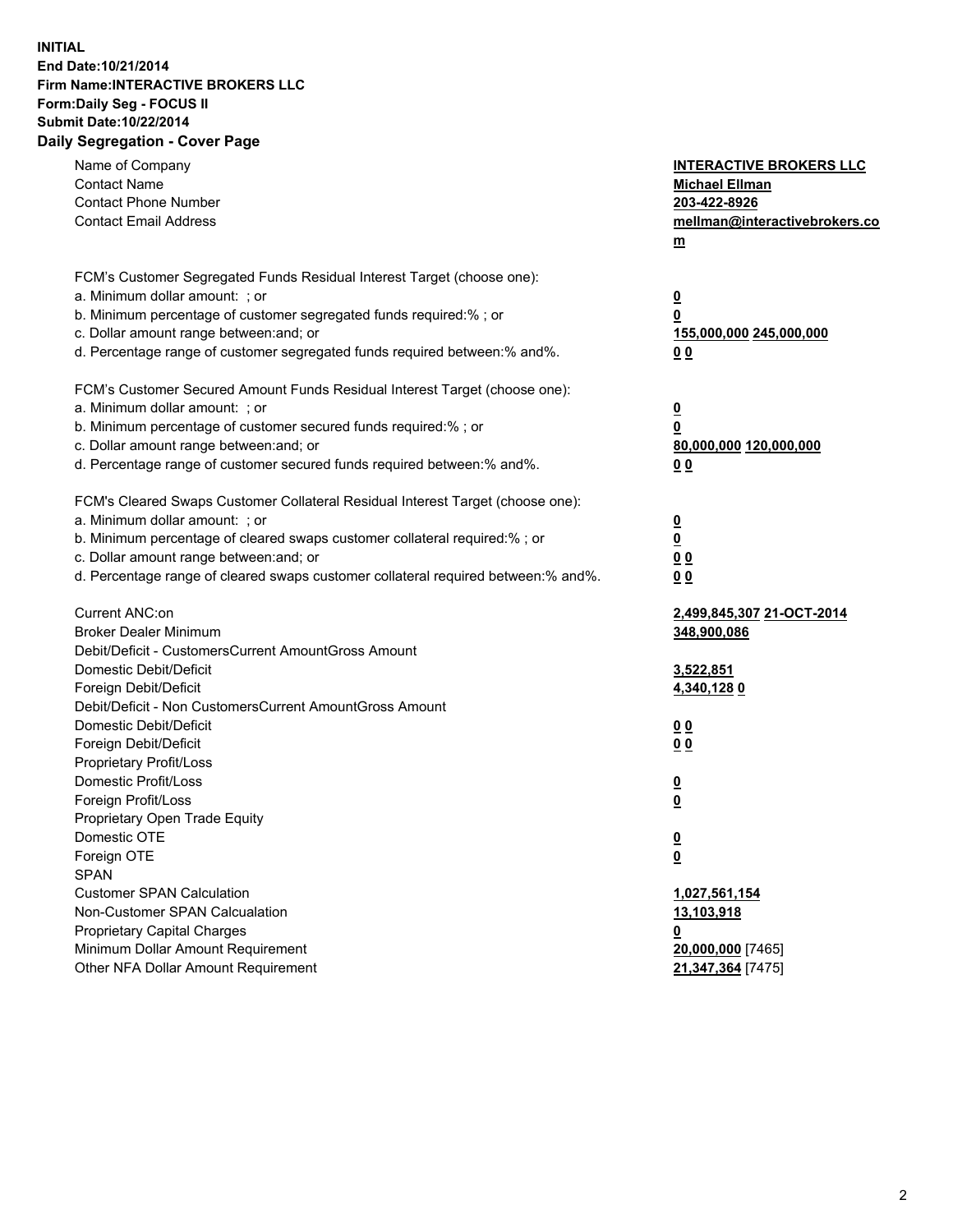**INITIAL**
**End Date:10/21/2014**
**Firm Name:INTERACTIVE BROKERS LLC**
**Form:Daily Seg - FOCUS II**
**Submit Date:10/22/2014**
**Daily Segregation - Cover Page**

| | |
|---|---|
| Name of Company | **INTERACTIVE BROKERS LLC** |
| Contact Name | **Michael Ellman** |
| Contact Phone Number | **203-422-8926** |
| Contact Email Address | **mellman@interactivebrokers.com** |
| FCM's Customer Segregated Funds Residual Interest Target (choose one): | |
| a. Minimum dollar amount: ; or | **0** |
| b. Minimum percentage of customer segregated funds required:% ; or | **0** |
| c. Dollar amount range between:and; or | **155,000,000 245,000,000** |
| d. Percentage range of customer segregated funds required between:% and%. | **0 0** |
| FCM's Customer Secured Amount Funds Residual Interest Target (choose one): | |
| a. Minimum dollar amount: ; or | **0** |
| b. Minimum percentage of customer secured funds required:% ; or | **0** |
| c. Dollar amount range between:and; or | **80,000,000 120,000,000** |
| d. Percentage range of customer secured funds required between:% and%. | **0 0** |
| FCM's Cleared Swaps Customer Collateral Residual Interest Target (choose one): | |
| a. Minimum dollar amount: ; or | **0** |
| b. Minimum percentage of cleared swaps customer collateral required:% ; or | **0** |
| c. Dollar amount range between:and; or | **0 0** |
| d. Percentage range of cleared swaps customer collateral required between:% and%. | **0 0** |
| Current ANC:on | **2,499,845,307 21-OCT-2014** |
| Broker Dealer Minimum | **348,900,086** |
| Debit/Deficit - CustomersCurrent AmountGross Amount | |
| Domestic Debit/Deficit | **3,522,851** |
| Foreign Debit/Deficit | **4,340,128 0** |
| Debit/Deficit - Non CustomersCurrent AmountGross Amount | |
| Domestic Debit/Deficit | **0 0** |
| Foreign Debit/Deficit | **0 0** |
| Proprietary Profit/Loss | |
| Domestic Profit/Loss | **0** |
| Foreign Profit/Loss | **0** |
| Proprietary Open Trade Equity | |
| Domestic OTE | **0** |
| Foreign OTE | **0** |
| SPAN | |
| Customer SPAN Calculation | **1,027,561,154** |
| Non-Customer SPAN Calcualation | **13,103,918** |
| Proprietary Capital Charges | **0** |
| Minimum Dollar Amount Requirement | **20,000,000** [7465] |
| Other NFA Dollar Amount Requirement | **21,347,364** [7475] |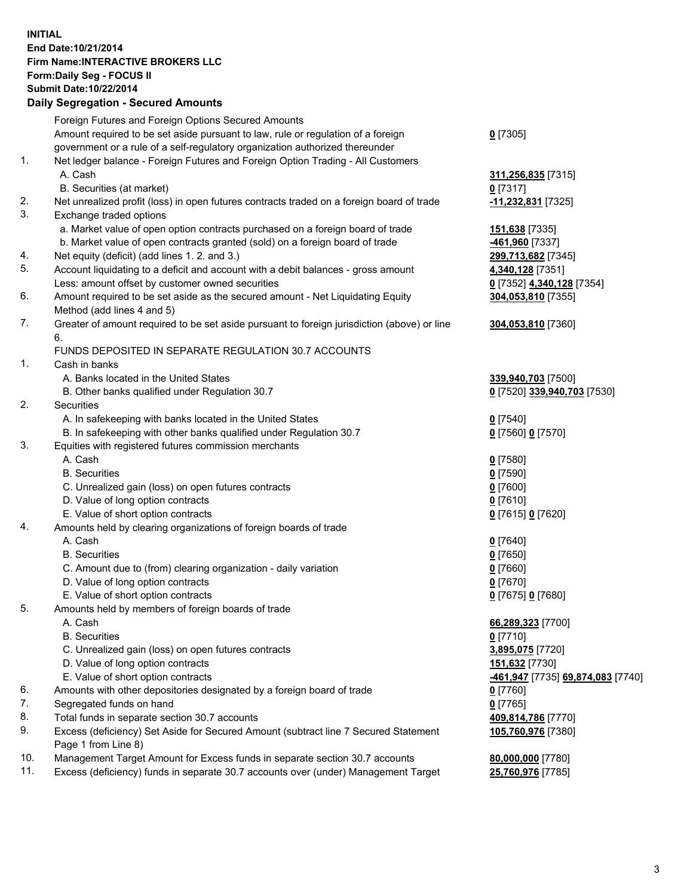**INITIAL**
**End Date:10/21/2014**
**Firm Name:INTERACTIVE BROKERS LLC**
**Form:Daily Seg - FOCUS II**
**Submit Date:10/22/2014**

## Daily Segregation - Secured Amounts

| | | |
|---|---|---|
| | Foreign Futures and Foreign Options Secured Amounts | |
| | Amount required to be set aside pursuant to law, rule or regulation of a foreign government or a rule of a self-regulatory organization authorized thereunder | **0** [7305] |
| 1. | Net ledger balance - Foreign Futures and Foreign Option Trading - All Customers | |
| | A. Cash | **311,256,835** [7315] |
| | B. Securities (at market) | **0** [7317] |
| 2. | Net unrealized profit (loss) in open futures contracts traded on a foreign board of trade | **-11,232,831** [7325] |
| 3. | Exchange traded options | |
| | a. Market value of open option contracts purchased on a foreign board of trade | **151,638** [7335] |
| | b. Market value of open contracts granted (sold) on a foreign board of trade | **-461,960** [7337] |
| 4. | Net equity (deficit) (add lines 1. 2. and 3.) | **299,713,682** [7345] |
| 5. | Account liquidating to a deficit and account with a debit balances - gross amount | **4,340,128** [7351] |
| | Less: amount offset by customer owned securities | **0** [7352] **4,340,128** [7354] |
| 6. | Amount required to be set aside as the secured amount - Net Liquidating Equity Method (add lines 4 and 5) | **304,053,810** [7355] |
| 7. | Greater of amount required to be set aside pursuant to foreign jurisdiction (above) or line 6. | **304,053,810** [7360] |
| | FUNDS DEPOSITED IN SEPARATE REGULATION 30.7 ACCOUNTS | |
| 1. | Cash in banks | |
| | A. Banks located in the United States | **339,940,703** [7500] |
| | B. Other banks qualified under Regulation 30.7 | **0** [7520] **339,940,703** [7530] |
| 2. | Securities | |
| | A. In safekeeping with banks located in the United States | **0** [7540] |
| | B. In safekeeping with other banks qualified under Regulation 30.7 | **0** [7560] **0** [7570] |
| 3. | Equities with registered futures commission merchants | |
| | A. Cash | **0** [7580] |
| | B. Securities | **0** [7590] |
| | C. Unrealized gain (loss) on open futures contracts | **0** [7600] |
| | D. Value of long option contracts | **0** [7610] |
| | E. Value of short option contracts | **0** [7615] **0** [7620] |
| 4. | Amounts held by clearing organizations of foreign boards of trade | |
| | A. Cash | **0** [7640] |
| | B. Securities | **0** [7650] |
| | C. Amount due to (from) clearing organization - daily variation | **0** [7660] |
| | D. Value of long option contracts | **0** [7670] |
| | E. Value of short option contracts | **0** [7675] **0** [7680] |
| 5. | Amounts held by members of foreign boards of trade | |
| | A. Cash | **66,289,323** [7700] |
| | B. Securities | **0** [7710] |
| | C. Unrealized gain (loss) on open futures contracts | **3,895,075** [7720] |
| | D. Value of long option contracts | **151,632** [7730] |
| | E. Value of short option contracts | **-461,947** [7735] **69,874,083** [7740] |
| 6. | Amounts with other depositories designated by a foreign board of trade | **0** [7760] |
| 7. | Segregated funds on hand | **0** [7765] |
| 8. | Total funds in separate section 30.7 accounts | **409,814,786** [7770] |
| 9. | Excess (deficiency) Set Aside for Secured Amount (subtract line 7 Secured Statement Page 1 from Line 8) | **105,760,976** [7380] |
| 10. | Management Target Amount for Excess funds in separate section 30.7 accounts | **80,000,000** [7780] |
| 11. | Excess (deficiency) funds in separate 30.7 accounts over (under) Management Target | **25,760,976** [7785] |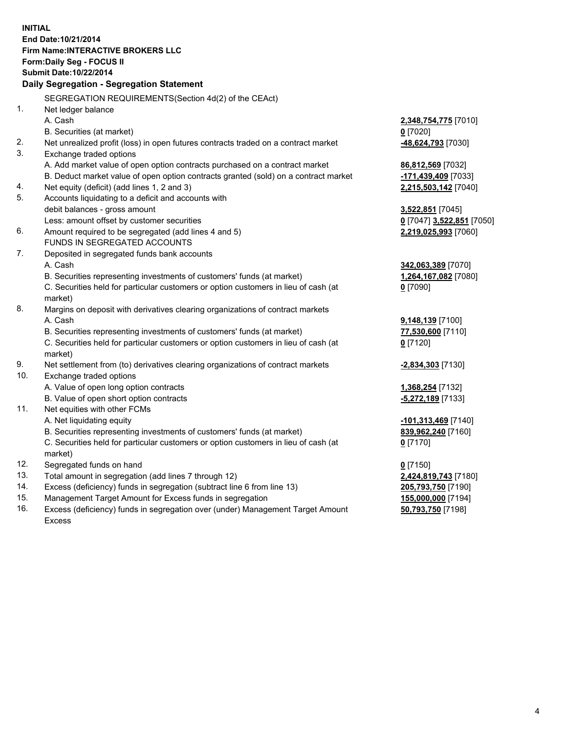**INITIAL**
**End Date:10/21/2014**
**Firm Name:INTERACTIVE BROKERS LLC**
**Form:Daily Seg - FOCUS II**
**Submit Date:10/22/2014**

**Daily Segregation - Segregation Statement**

| | | |
|---|---|---|
| | SEGREGATION REQUIREMENTS(Section 4d(2) of the CEAct) | |
| 1. | Net ledger balance | |
| | A. Cash | **2,348,754,775** [7010] |
| | B. Securities (at market) | **0** [7020] |
| 2. | Net unrealized profit (loss) in open futures contracts traded on a contract market | **-48,624,793** [7030] |
| 3. | Exchange traded options | |
| | A. Add market value of open option contracts purchased on a contract market | **86,812,569** [7032] |
| | B. Deduct market value of open option contracts granted (sold) on a contract market | **-171,439,409** [7033] |
| 4. | Net equity (deficit) (add lines 1, 2 and 3) | **2,215,503,142** [7040] |
| 5. | Accounts liquidating to a deficit and accounts with debit balances - gross amount | **3,522,851** [7045] |
| | Less: amount offset by customer securities | **0** [7047] **3,522,851** [7050] |
| 6. | Amount required to be segregated (add lines 4 and 5) | **2,219,025,993** [7060] |
| | FUNDS IN SEGREGATED ACCOUNTS | |
| 7. | Deposited in segregated funds bank accounts | |
| | A. Cash | **342,063,389** [7070] |
| | B. Securities representing investments of customers' funds (at market) | **1,264,167,082** [7080] |
| | C. Securities held for particular customers or option customers in lieu of cash (at market) | **0** [7090] |
| 8. | Margins on deposit with derivatives clearing organizations of contract markets | |
| | A. Cash | **9,148,139** [7100] |
| | B. Securities representing investments of customers' funds (at market) | **77,530,600** [7110] |
| | C. Securities held for particular customers or option customers in lieu of cash (at market) | **0** [7120] |
| 9. | Net settlement from (to) derivatives clearing organizations of contract markets | **-2,834,303** [7130] |
| 10. | Exchange traded options | |
| | A. Value of open long option contracts | **1,368,254** [7132] |
| | B. Value of open short option contracts | **-5,272,189** [7133] |
| 11. | Net equities with other FCMs | |
| | A. Net liquidating equity | **-101,313,469** [7140] |
| | B. Securities representing investments of customers' funds (at market) | **839,962,240** [7160] |
| | C. Securities held for particular customers or option customers in lieu of cash (at market) | **0** [7170] |
| 12. | Segregated funds on hand | **0** [7150] |
| 13. | Total amount in segregation (add lines 7 through 12) | **2,424,819,743** [7180] |
| 14. | Excess (deficiency) funds in segregation (subtract line 6 from line 13) | **205,793,750** [7190] |
| 15. | Management Target Amount for Excess funds in segregation | **155,000,000** [7194] |
| 16. | Excess (deficiency) funds in segregation over (under) Management Target Amount Excess | **50,793,750** [7198] |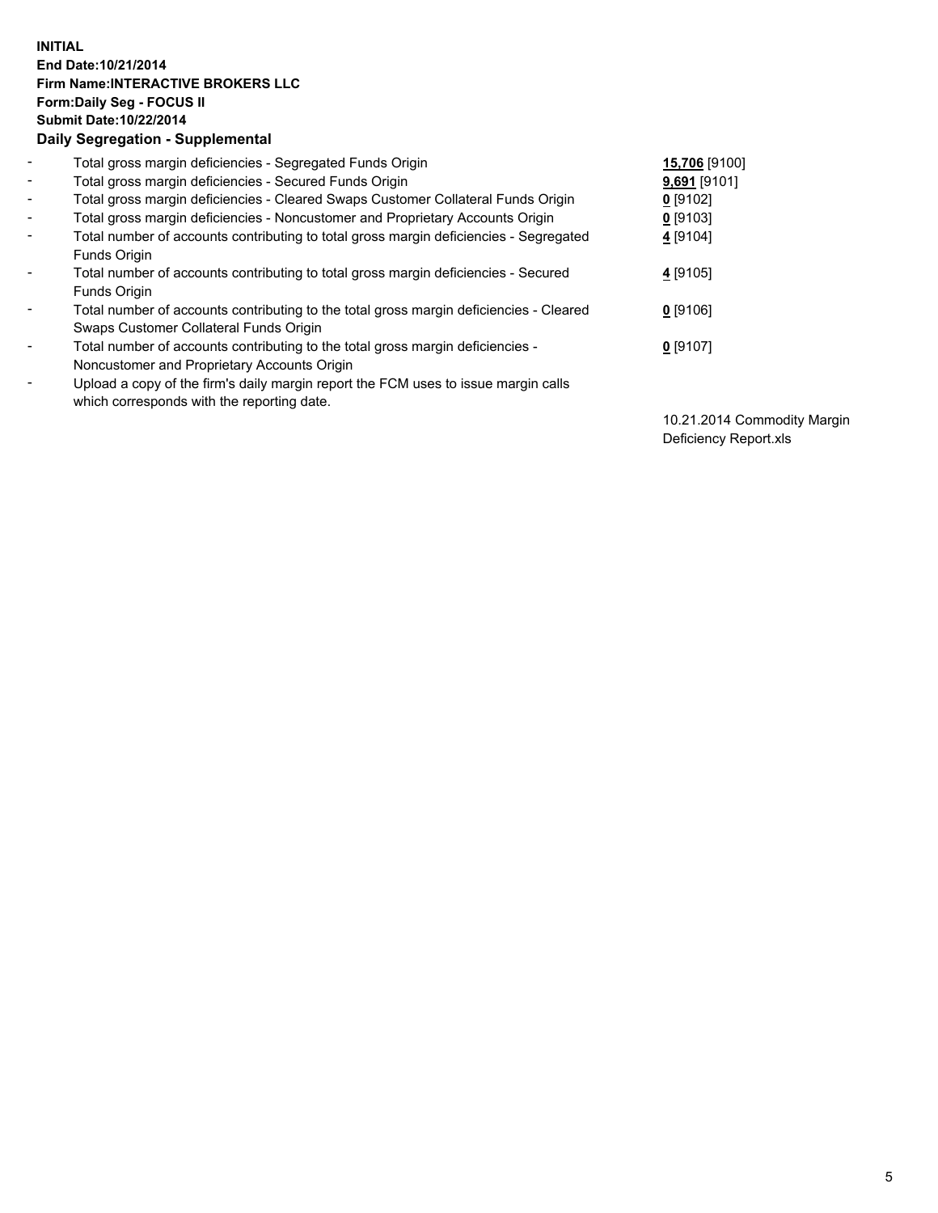**INITIAL**
**End Date:10/21/2014**
**Firm Name:INTERACTIVE BROKERS LLC**
**Form:Daily Seg - FOCUS II**
**Submit Date:10/22/2014**
**Daily Segregation - Supplemental**

| | | |
|---|---|---|
| - | Total gross margin deficiencies - Segregated Funds Origin | **15,706** [9100] |
| - | Total gross margin deficiencies - Secured Funds Origin | **9,691** [9101] |
| - | Total gross margin deficiencies - Cleared Swaps Customer Collateral Funds Origin | **0** [9102] |
| - | Total gross margin deficiencies - Noncustomer and Proprietary Accounts Origin | **0** [9103] |
| - | Total number of accounts contributing to total gross margin deficiencies - Segregated Funds Origin | **4** [9104] |
| - | Total number of accounts contributing to total gross margin deficiencies - Secured Funds Origin | **4** [9105] |
| - | Total number of accounts contributing to the total gross margin deficiencies - Cleared Swaps Customer Collateral Funds Origin | **0** [9106] |
| - | Total number of accounts contributing to the total gross margin deficiencies - Noncustomer and Proprietary Accounts Origin | **0** [9107] |
| - | Upload a copy of the firm's daily margin report the FCM uses to issue margin calls which corresponds with the reporting date. | 10.21.2014 Commodity Margin Deficiency Report.xls |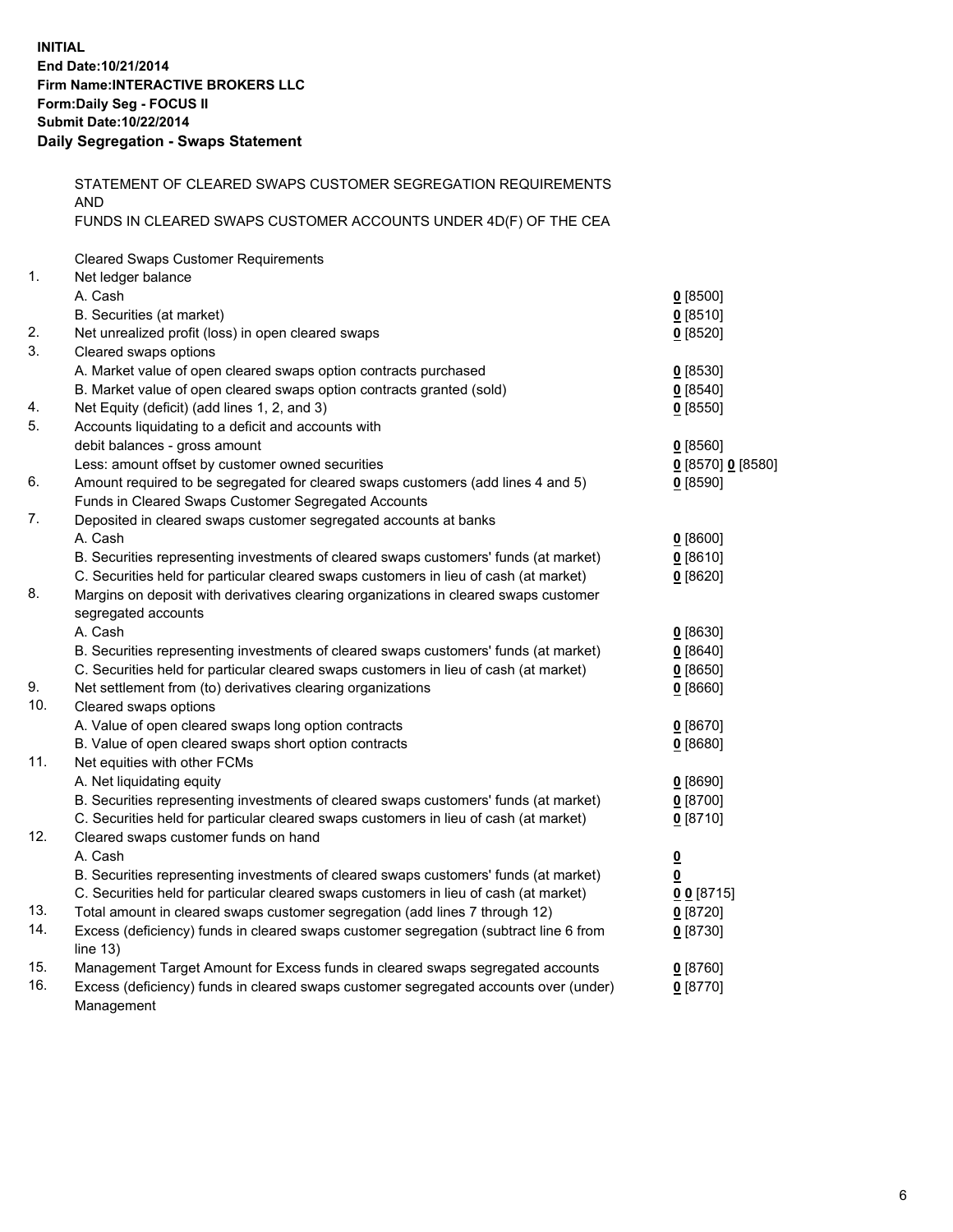**INITIAL**
**End Date:10/21/2014**
**Firm Name:INTERACTIVE BROKERS LLC**
**Form:Daily Seg - FOCUS II**
**Submit Date:10/22/2014**
**Daily Segregation - Swaps Statement**

STATEMENT OF CLEARED SWAPS CUSTOMER SEGREGATION REQUIREMENTS AND FUNDS IN CLEARED SWAPS CUSTOMER ACCOUNTS UNDER 4D(F) OF THE CEA

| | | |
|---|---|---|
| | Cleared Swaps Customer Requirements | |
| 1. | Net ledger balance | |
| | A. Cash | 0 [8500] |
| | B. Securities (at market) | 0 [8510] |
| 2. | Net unrealized profit (loss) in open cleared swaps | 0 [8520] |
| 3. | Cleared swaps options | |
| | A. Market value of open cleared swaps option contracts purchased | 0 [8530] |
| | B. Market value of open cleared swaps option contracts granted (sold) | 0 [8540] |
| 4. | Net Equity (deficit) (add lines 1, 2, and 3) | 0 [8550] |
| 5. | Accounts liquidating to a deficit and accounts with debit balances - gross amount | 0 [8560] |
| | Less: amount offset by customer owned securities | 0 [8570] 0 [8580] |
| 6. | Amount required to be segregated for cleared swaps customers (add lines 4 and 5) | 0 [8590] |
| | Funds in Cleared Swaps Customer Segregated Accounts | |
| 7. | Deposited in cleared swaps customer segregated accounts at banks | |
| | A. Cash | 0 [8600] |
| | B. Securities representing investments of cleared swaps customers' funds (at market) | 0 [8610] |
| | C. Securities held for particular cleared swaps customers in lieu of cash (at market) | 0 [8620] |
| 8. | Margins on deposit with derivatives clearing organizations in cleared swaps customer segregated accounts | |
| | A. Cash | 0 [8630] |
| | B. Securities representing investments of cleared swaps customers' funds (at market) | 0 [8640] |
| | C. Securities held for particular cleared swaps customers in lieu of cash (at market) | 0 [8650] |
| 9. | Net settlement from (to) derivatives clearing organizations | 0 [8660] |
| 10. | Cleared swaps options | |
| | A. Value of open cleared swaps long option contracts | 0 [8670] |
| | B. Value of open cleared swaps short option contracts | 0 [8680] |
| 11. | Net equities with other FCMs | |
| | A. Net liquidating equity | 0 [8690] |
| | B. Securities representing investments of cleared swaps customers' funds (at market) | 0 [8700] |
| | C. Securities held for particular cleared swaps customers in lieu of cash (at market) | 0 [8710] |
| 12. | Cleared swaps customer funds on hand | |
| | A. Cash | 0 |
| | B. Securities representing investments of cleared swaps customers' funds (at market) | 0 |
| | C. Securities held for particular cleared swaps customers in lieu of cash (at market) | 0 0 [8715] |
| 13. | Total amount in cleared swaps customer segregation (add lines 7 through 12) | 0 [8720] |
| 14. | Excess (deficiency) funds in cleared swaps customer segregation (subtract line 6 from line 13) | 0 [8730] |
| 15. | Management Target Amount for Excess funds in cleared swaps segregated accounts | 0 [8760] |
| 16. | Excess (deficiency) funds in cleared swaps customer segregated accounts over (under) Management | 0 [8770] |